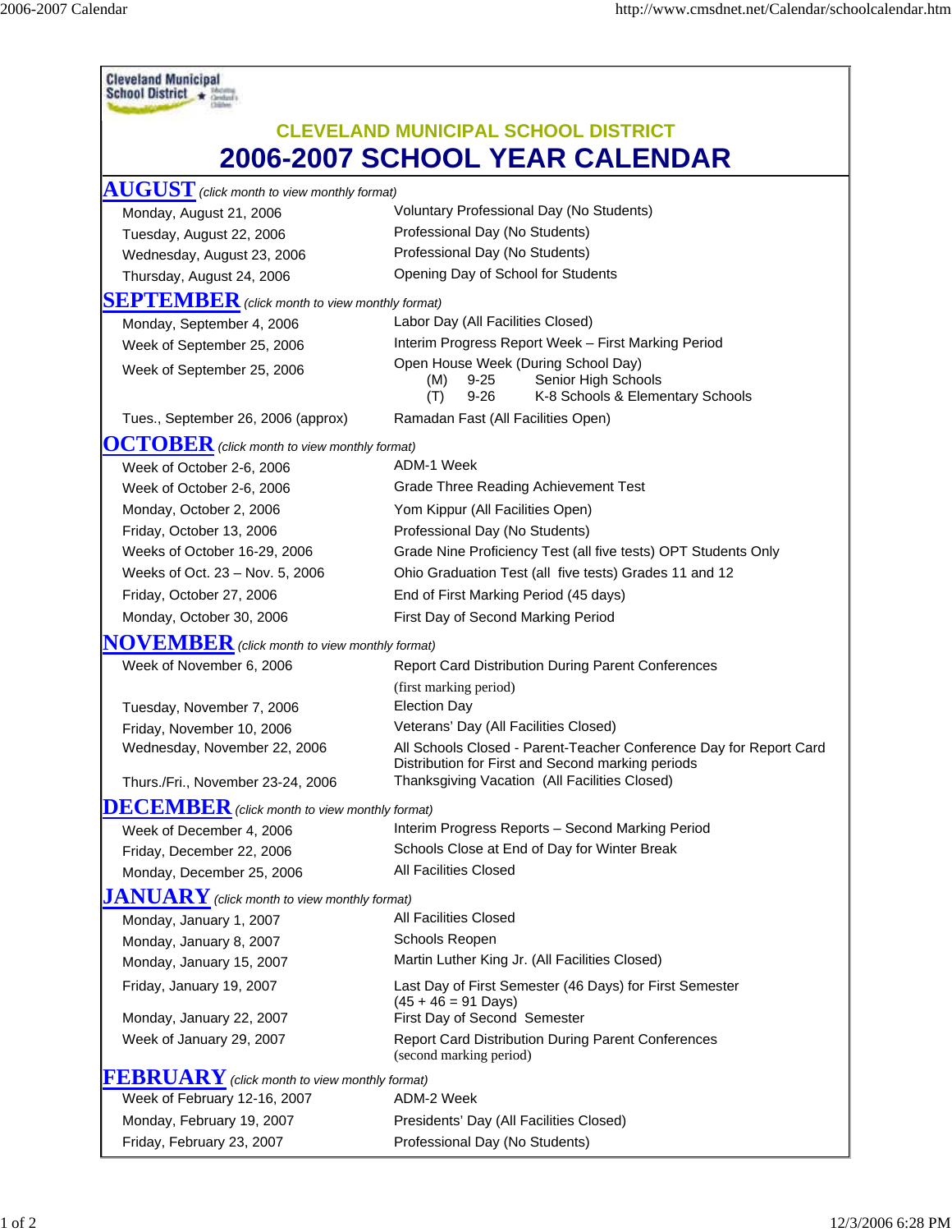Cleveland Municipal School District

# CLEVELAND MUNICIPAL SCHOOL DISTRICT

# 2006-2007 SCHOOL YEAR CALENDAR

## AUGUST *(click month to view monthly format)*

| | |
|---|---|
| Monday, August 21, 2006 | Voluntary Professional Day (No Students) |
| Tuesday, August 22, 2006 | Professional Day (No Students) |
| Wednesday, August 23, 2006 | Professional Day (No Students) |
| Thursday, August 24, 2006 | Opening Day of School for Students |

## SEPTEMBER *(click month to view monthly format)*

| | |
|---|---|
| Monday, September 4, 2006 | Labor Day (All Facilities Closed) |
| Week of September 25, 2006 | Interim Progress Report Week – First Marking Period |
| Week of September 25, 2006 | Open House Week (During School Day)<br>(M) 9-25 Senior High Schools<br>(T) 9-26 K-8 Schools & Elementary Schools |
| Tues., September 26, 2006 (approx) | Ramadan Fast (All Facilities Open) |

## OCTOBER *(click month to view monthly format)*

| | |
|---|---|
| Week of October 2-6, 2006 | ADM-1 Week |
| Week of October 2-6, 2006 | Grade Three Reading Achievement Test |
| Monday, October 2, 2006 | Yom Kippur (All Facilities Open) |
| Friday, October 13, 2006 | Professional Day (No Students) |
| Weeks of October 16-29, 2006 | Grade Nine Proficiency Test (all five tests) OPT Students Only |
| Weeks of Oct. 23 – Nov. 5, 2006 | Ohio Graduation Test (all five tests) Grades 11 and 12 |
| Friday, October 27, 2006 | End of First Marking Period (45 days) |
| Monday, October 30, 2006 | First Day of Second Marking Period |

## NOVEMBER *(click month to view monthly format)*

| | |
|---|---|
| Week of November 6, 2006 | Report Card Distribution During Parent Conferences (first marking period) |
| Tuesday, November 7, 2006 | Election Day |
| Friday, November 10, 2006 | Veterans' Day (All Facilities Closed) |
| Wednesday, November 22, 2006 | All Schools Closed - Parent-Teacher Conference Day for Report Card Distribution for First and Second marking periods |
| Thurs./Fri., November 23-24, 2006 | Thanksgiving Vacation (All Facilities Closed) |

## DECEMBER *(click month to view monthly format)*

| | |
|---|---|
| Week of December 4, 2006 | Interim Progress Reports – Second Marking Period |
| Friday, December 22, 2006 | Schools Close at End of Day for Winter Break |
| Monday, December 25, 2006 | All Facilities Closed |

## JANUARY *(click month to view monthly format)*

| | |
|---|---|
| Monday, January 1, 2007 | All Facilities Closed |
| Monday, January 8, 2007 | Schools Reopen |
| Monday, January 15, 2007 | Martin Luther King Jr. (All Facilities Closed) |
| Friday, January 19, 2007 | Last Day of First Semester (46 Days) for First Semester (45 + 46 = 91 Days) |
| Monday, January 22, 2007 | First Day of Second Semester |
| Week of January 29, 2007 | Report Card Distribution During Parent Conferences (second marking period) |

## FEBRUARY *(click month to view monthly format)*

| | |
|---|---|
| Week of February 12-16, 2007 | ADM-2 Week |
| Monday, February 19, 2007 | Presidents' Day (All Facilities Closed) |
| Friday, February 23, 2007 | Professional Day (No Students) |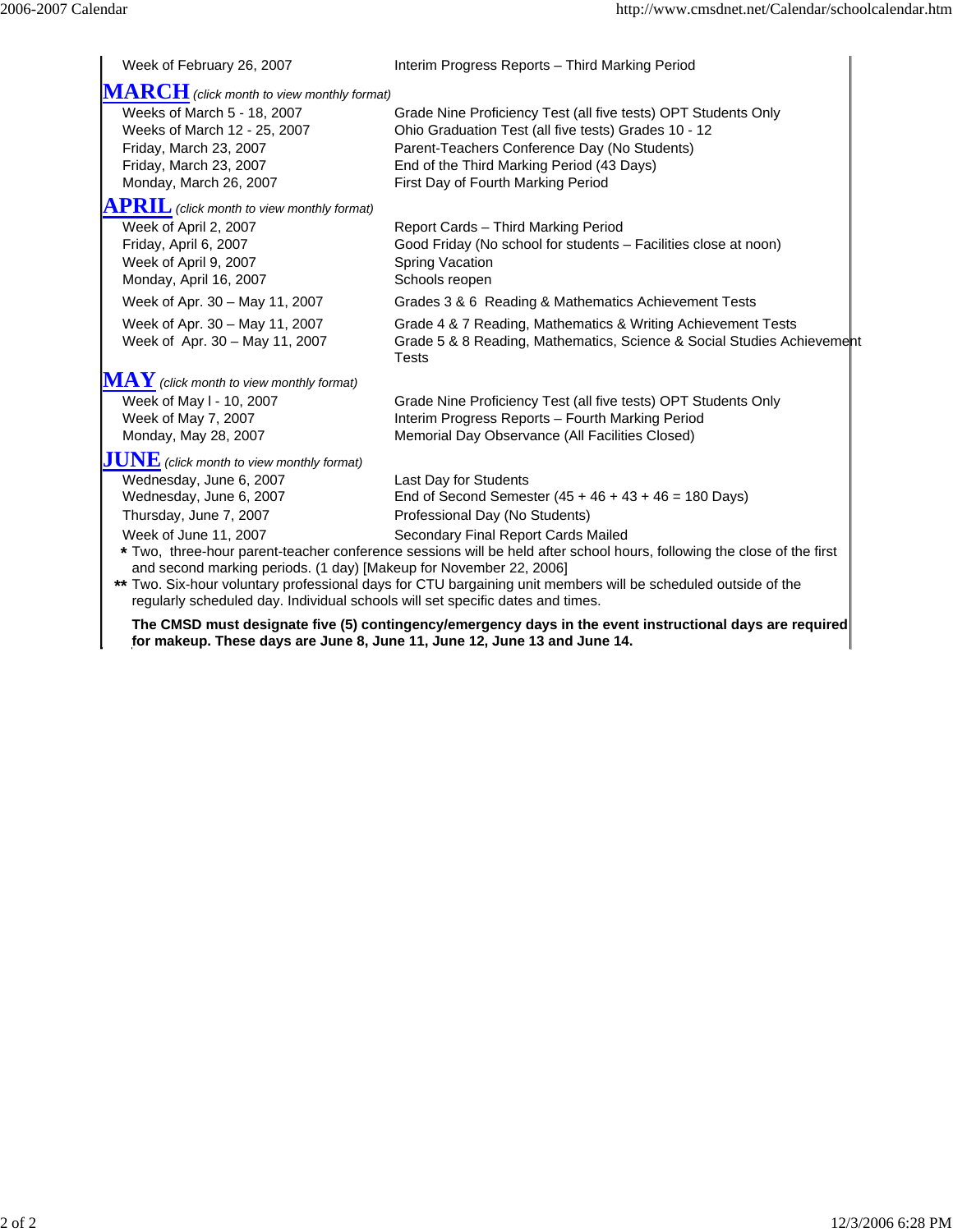| | |
|---|---|
| Week of February 26, 2007 | Interim Progress Reports – Third Marking Period |

## MARCH *(click month to view monthly format)*

| | |
|---|---|
| Weeks of March 5 - 18, 2007 | Grade Nine Proficiency Test (all five tests) OPT Students Only |
| Weeks of March 12 - 25, 2007 | Ohio Graduation Test (all five tests) Grades 10 - 12 |
| Friday, March 23, 2007 | Parent-Teachers Conference Day (No Students) |
| Friday, March 23, 2007 | End of the Third Marking Period (43 Days) |
| Monday, March 26, 2007 | First Day of Fourth Marking Period |

## APRIL *(click month to view monthly format)*

| | |
|---|---|
| Week of April 2, 2007 | Report Cards – Third Marking Period |
| Friday, April 6, 2007 | Good Friday (No school for students – Facilities close at noon) |
| Week of April 9, 2007 | Spring Vacation |
| Monday, April 16, 2007 | Schools reopen |
| Week of Apr. 30 – May 11, 2007 | Grades 3 & 6 Reading & Mathematics Achievement Tests |
| Week of Apr. 30 – May 11, 2007 | Grade 4 & 7 Reading, Mathematics & Writing Achievement Tests |
| Week of Apr. 30 – May 11, 2007 | Grade 5 & 8 Reading, Mathematics, Science & Social Studies Achievement Tests |

## MAY *(click month to view monthly format)*

| | |
|---|---|
| Week of May l - 10, 2007 | Grade Nine Proficiency Test (all five tests) OPT Students Only |
| Week of May 7, 2007 | Interim Progress Reports – Fourth Marking Period |
| Monday, May 28, 2007 | Memorial Day Observance (All Facilities Closed) |

## JUNE *(click month to view monthly format)*

| | |
|---|---|
| Wednesday, June 6, 2007 | Last Day for Students |
| Wednesday, June 6, 2007 | End of Second Semester (45 + 46 + 43 + 46 = 180 Days) |
| Thursday, June 7, 2007 | Professional Day (No Students) |
| Week of June 11, 2007 | Secondary Final Report Cards Mailed |

\* Two, three-hour parent-teacher conference sessions will be held after school hours, following the close of the first and second marking periods. (1 day) [Makeup for November 22, 2006]

\*\* Two. Six-hour voluntary professional days for CTU bargaining unit members will be scheduled outside of the regularly scheduled day. Individual schools will set specific dates and times.

**The CMSD must designate five (5) contingency/emergency days in the event instructional days are required for makeup. These days are June 8, June 11, June 12, June 13 and June 14.**